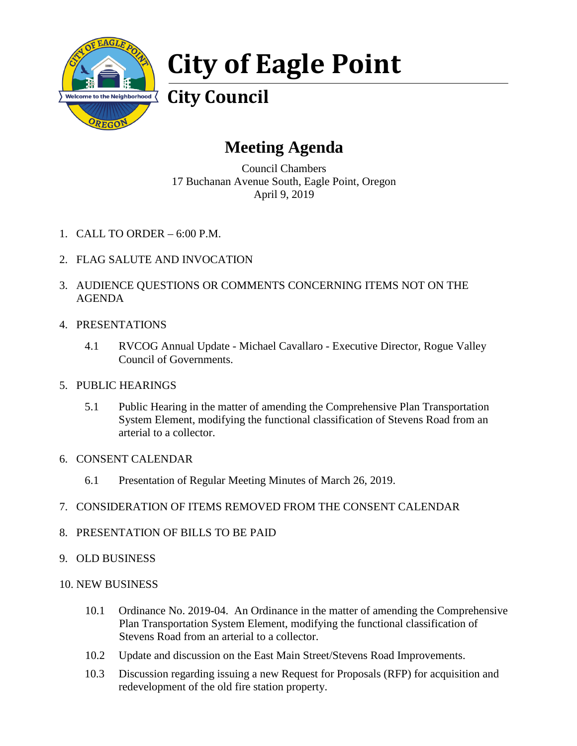# City of Eagle Point

## City Council

## Meeting Agenda

Council Chambers
17 Buchanan Avenue South, Eagle Point, Oregon
April 9, 2019

1. CALL TO ORDER – 6:00 P.M.

2. FLAG SALUTE AND INVOCATION

3. AUDIENCE QUESTIONS OR COMMENTS CONCERNING ITEMS NOT ON THE AGENDA

4. PRESENTATIONS

   4.1 RVCOG Annual Update - Michael Cavallaro - Executive Director, Rogue Valley Council of Governments.

5. PUBLIC HEARINGS

   5.1 Public Hearing in the matter of amending the Comprehensive Plan Transportation System Element, modifying the functional classification of Stevens Road from an arterial to a collector.

6. CONSENT CALENDAR

   6.1 Presentation of Regular Meeting Minutes of March 26, 2019.

7. CONSIDERATION OF ITEMS REMOVED FROM THE CONSENT CALENDAR

8. PRESENTATION OF BILLS TO BE PAID

9. OLD BUSINESS

10. NEW BUSINESS

    10.1 Ordinance No. 2019-04. An Ordinance in the matter of amending the Comprehensive Plan Transportation System Element, modifying the functional classification of Stevens Road from an arterial to a collector.

    10.2 Update and discussion on the East Main Street/Stevens Road Improvements.

    10.3 Discussion regarding issuing a new Request for Proposals (RFP) for acquisition and redevelopment of the old fire station property.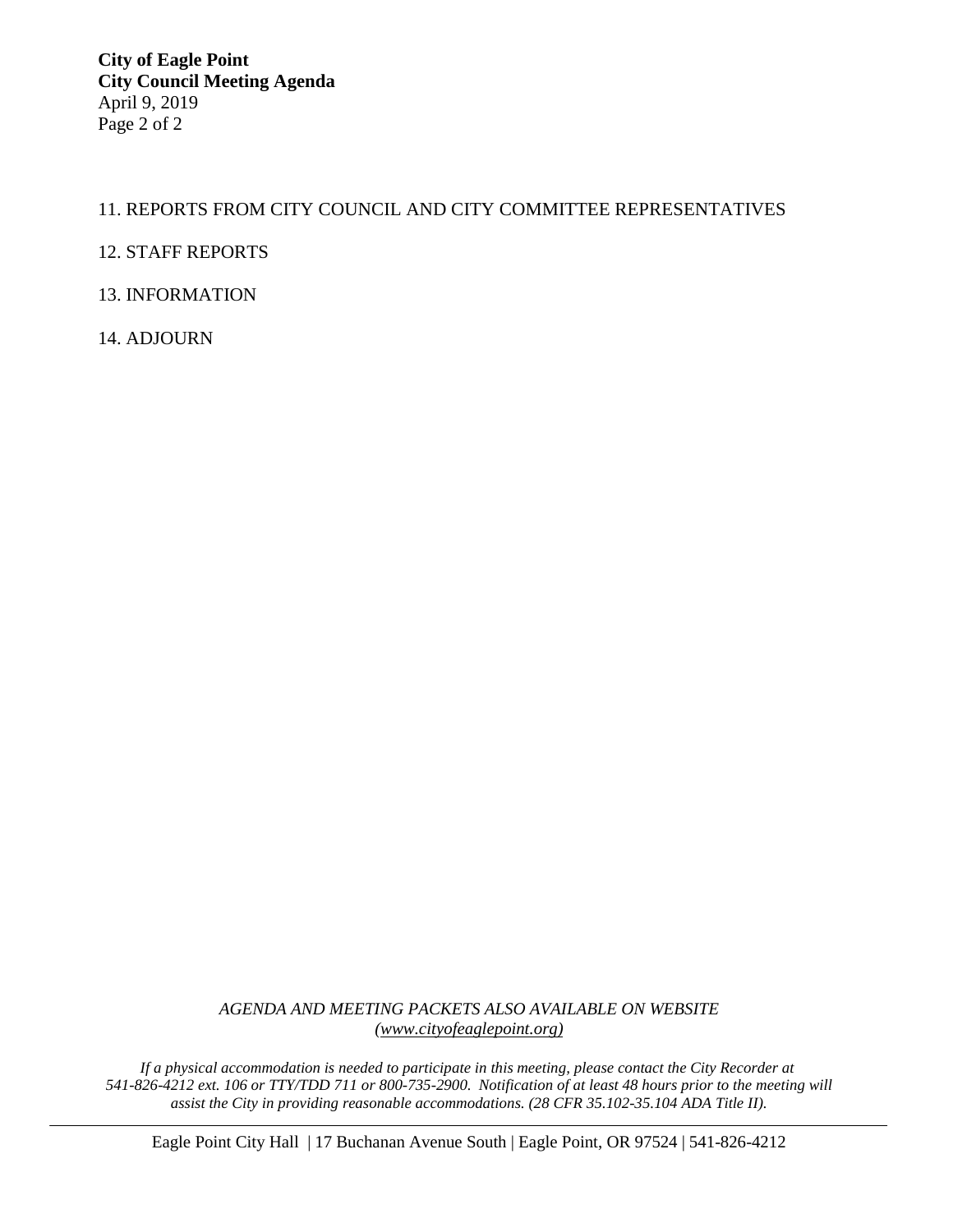11. REPORTS FROM CITY COUNCIL AND CITY COMMITTEE REPRESENTATIVES

12. STAFF REPORTS

13. INFORMATION

14. ADJOURN

*AGENDA AND MEETING PACKETS ALSO AVAILABLE ON WEBSITE*
*(www.cityofeaglepoint.org)*

*If a physical accommodation is needed to participate in this meeting, please contact the City Recorder at 541-826-4212 ext. 106 or TTY/TDD 711 or 800-735-2900. Notification of at least 48 hours prior to the meeting will assist the City in providing reasonable accommodations. (28 CFR 35.102-35.104 ADA Title II).*

Eagle Point City Hall | 17 Buchanan Avenue South | Eagle Point, OR 97524 | 541-826-4212